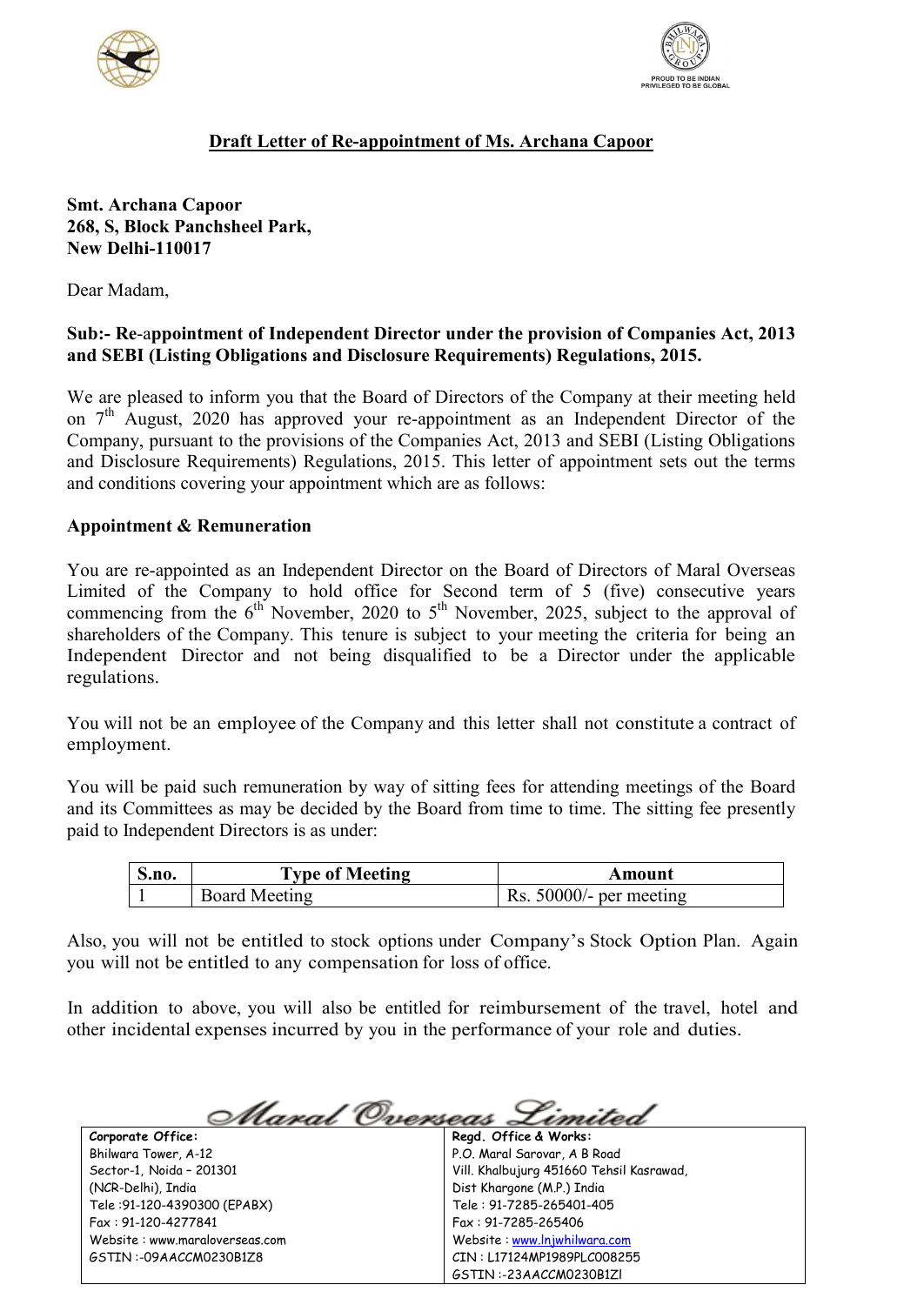## Draft Letter of Re-appointment of Ms. Archana Capoor

**Smt. Archana Capoor**
**268, S, Block Panchsheel Park,**
**New Delhi-110017**

Dear Madam,

**Sub:- Re-appointment of Independent Director under the provision of Companies Act, 2013 and SEBI (Listing Obligations and Disclosure Requirements) Regulations, 2015.**

We are pleased to inform you that the Board of Directors of the Company at their meeting held on 7th August, 2020 has approved your re-appointment as an Independent Director of the Company, pursuant to the provisions of the Companies Act, 2013 and SEBI (Listing Obligations and Disclosure Requirements) Regulations, 2015. This letter of appointment sets out the terms and conditions covering your appointment which are as follows:

**Appointment & Remuneration**

You are re-appointed as an Independent Director on the Board of Directors of Maral Overseas Limited of the Company to hold office for Second term of 5 (five) consecutive years commencing from the 6th November, 2020 to 5th November, 2025, subject to the approval of shareholders of the Company. This tenure is subject to your meeting the criteria for being an Independent Director and not being disqualified to be a Director under the applicable regulations.

You will not be an employee of the Company and this letter shall not constitute a contract of employment.

You will be paid such remuneration by way of sitting fees for attending meetings of the Board and its Committees as may be decided by the Board from time to time. The sitting fee presently paid to Independent Directors is as under:

| S.no. | Type of Meeting | Amount |
|---|---|---|
| 1 | Board Meeting | Rs. 50000/- per meeting |

Also, you will not be entitled to stock options under Company's Stock Option Plan. Again you will not be entitled to any compensation for loss of office.

In addition to above, you will also be entitled for reimbursement of the travel, hotel and other incidental expenses incurred by you in the performance of your role and duties.

Maral Overseas Limited

| Corporate Office: | Regd. Office & Works: |
|---|---|
| Bhilwara Tower, A-12 | P.O. Maral Sarovar, A B Road |
| Sector-1, Noida – 201301 | Vill. Khalbujurg 451660 Tehsil Kasrawad, |
| (NCR-Delhi), India | Dist Khargone (M.P.) India |
| Tele :91-120-4390300 (EPABX) | Tele : 91-7285-265401-405 |
| Fax : 91-120-4277841 | Fax : 91-7285-265406 |
| Website : www.maraloverseas.com | Website : www.lnjwhilwara.com |
| GSTIN :-09AACCM0230B1Z8 | CIN : L17124MP1989PLC008255 |
| | GSTIN :-23AACCM0230B1ZI |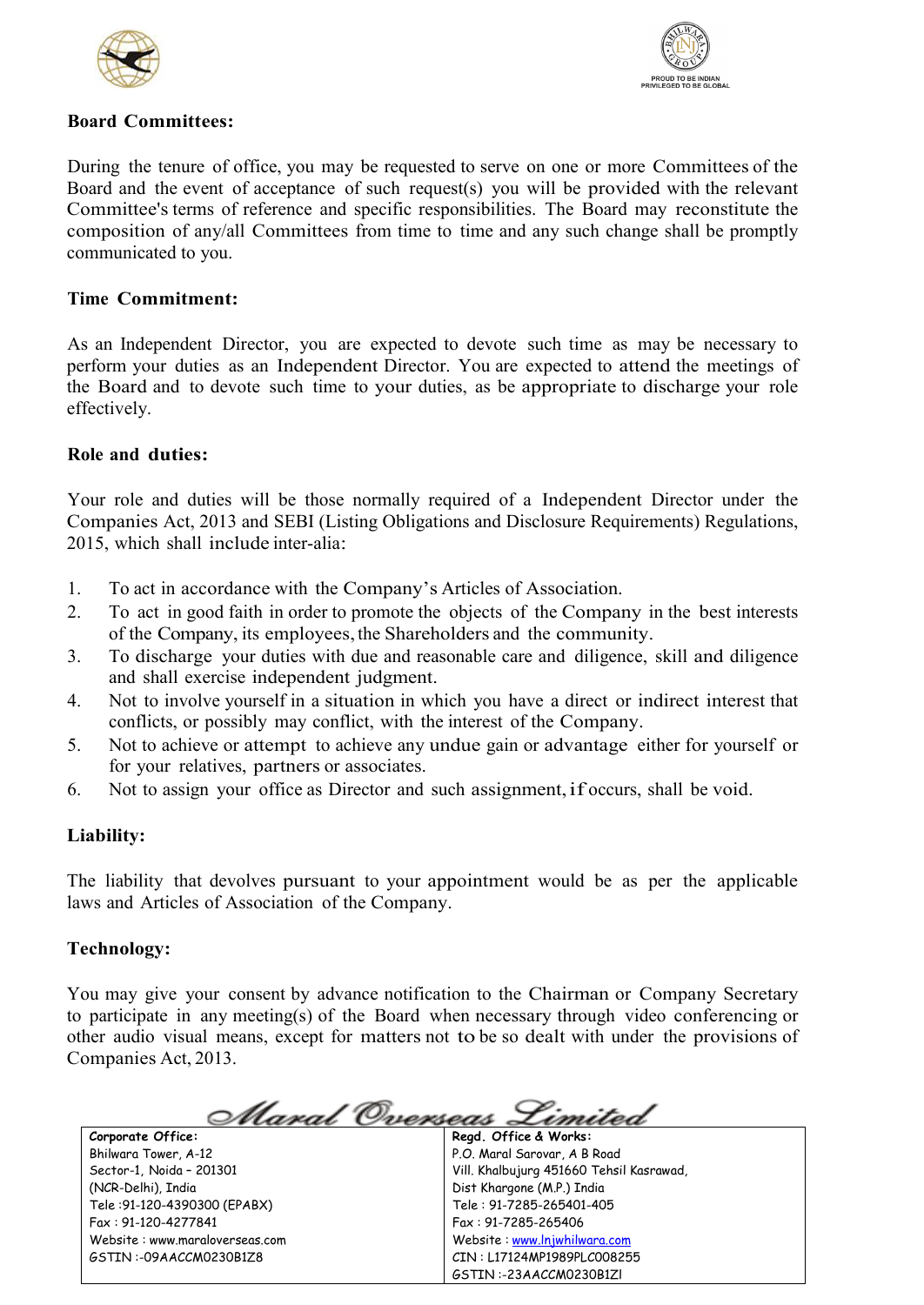**Board Committees:**

During the tenure of office, you may be requested to serve on one or more Committees of the Board and the event of acceptance of such request(s) you will be provided with the relevant Committee's terms of reference and specific responsibilities. The Board may reconstitute the composition of any/all Committees from time to time and any such change shall be promptly communicated to you.

**Time Commitment:**

As an Independent Director, you are expected to devote such time as may be necessary to perform your duties as an Independent Director. You are expected to attend the meetings of the Board and to devote such time to your duties, as be appropriate to discharge your role effectively.

**Role and duties:**

Your role and duties will be those normally required of a Independent Director under the Companies Act, 2013 and SEBI (Listing Obligations and Disclosure Requirements) Regulations, 2015, which shall include inter-alia:

1. To act in accordance with the Company's Articles of Association.
2. To act in good faith in order to promote the objects of the Company in the best interests of the Company, its employees, the Shareholders and the community.
3. To discharge your duties with due and reasonable care and diligence, skill and diligence and shall exercise independent judgment.
4. Not to involve yourself in a situation in which you have a direct or indirect interest that conflicts, or possibly may conflict, with the interest of the Company.
5. Not to achieve or attempt to achieve any undue gain or advantage either for yourself or for your relatives, partners or associates.
6. Not to assign your office as Director and such assignment, if occurs, shall be void.

**Liability:**

The liability that devolves pursuant to your appointment would be as per the applicable laws and Articles of Association of the Company.

**Technology:**

You may give your consent by advance notification to the Chairman or Company Secretary to participate in any meeting(s) of the Board when necessary through video conferencing or other audio visual means, except for matters not to be so dealt with under the provisions of Companies Act, 2013.

Maral Overseas Limited

| Corporate Office: | Regd. Office & Works: |
|---|---|
| Bhilwara Tower, A-12 | P.O. Maral Sarovar, A B Road |
| Sector-1, Noida - 201301 | Vill. Khalbujurg 451660 Tehsil Kasrawad, |
| (NCR-Delhi), India | Dist Khargone (M.P.) India |
| Tele :91-120-4390300 (EPABX) | Tele : 91-7285-265401-405 |
| Fax : 91-120-4277841 | Fax : 91-7285-265406 |
| Website : www.maraloverseas.com | Website : www.lnjwhilwara.com |
| GSTIN :-09AACCM0230B1Z8 | CIN : L17124MP1989PLC008255 |
| | GSTIN :-23AACCM0230B1ZI |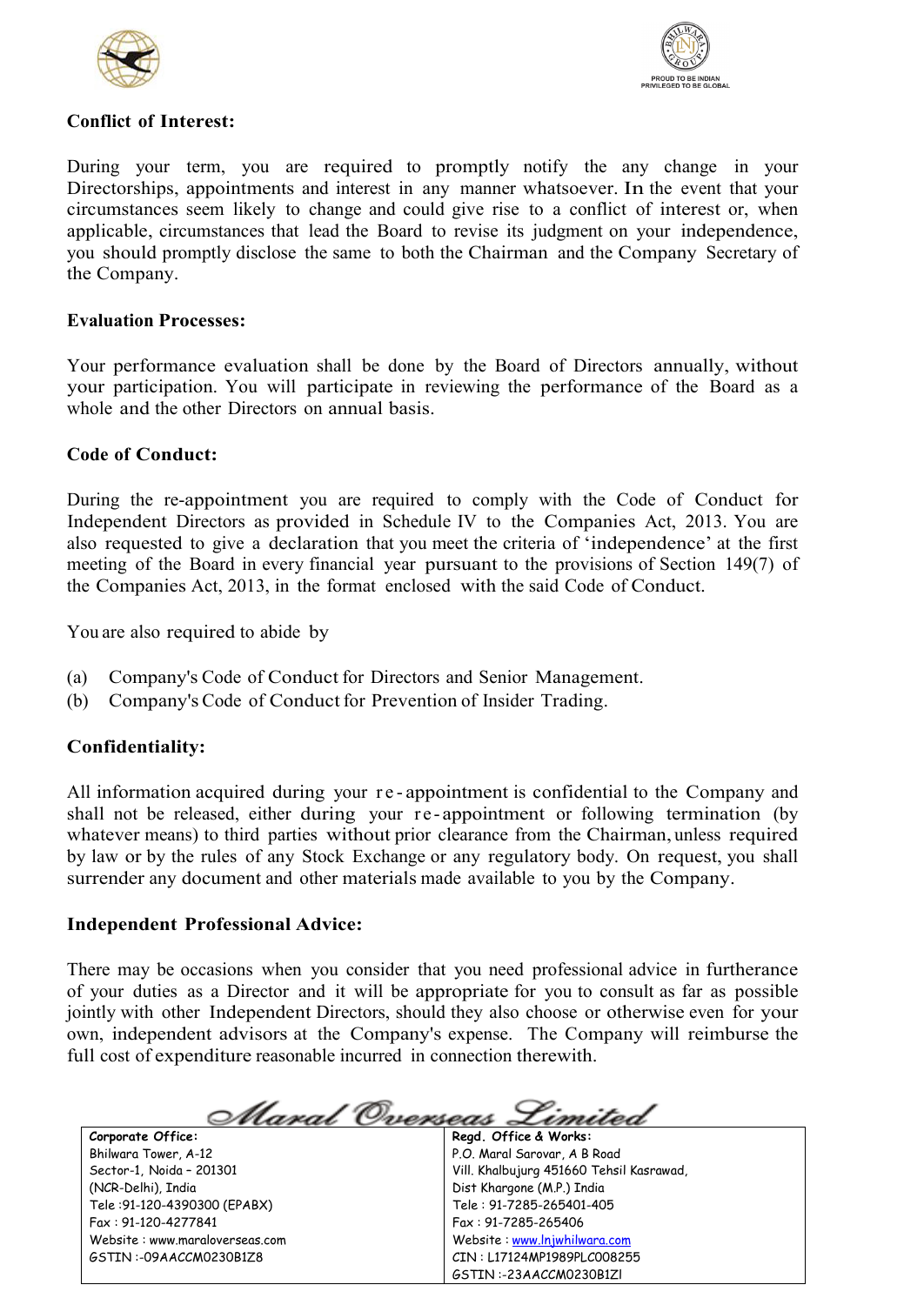**Conflict of Interest:**

During your term, you are required to promptly notify the any change in your Directorships, appointments and interest in any manner whatsoever. In the event that your circumstances seem likely to change and could give rise to a conflict of interest or, when applicable, circumstances that lead the Board to revise its judgment on your independence, you should promptly disclose the same to both the Chairman and the Company Secretary of the Company.

**Evaluation Processes:**

Your performance evaluation shall be done by the Board of Directors annually, without your participation. You will participate in reviewing the performance of the Board as a whole and the other Directors on annual basis.

**Code of Conduct:**

During the re-appointment you are required to comply with the Code of Conduct for Independent Directors as provided in Schedule IV to the Companies Act, 2013. You are also requested to give a declaration that you meet the criteria of 'independence' at the first meeting of the Board in every financial year pursuant to the provisions of Section 149(7) of the Companies Act, 2013, in the format enclosed with the said Code of Conduct.

You are also required to abide by

(a) Company's Code of Conduct for Directors and Senior Management.
(b) Company's Code of Conduct for Prevention of Insider Trading.

**Confidentiality:**

All information acquired during your re-appointment is confidential to the Company and shall not be released, either during your re-appointment or following termination (by whatever means) to third parties without prior clearance from the Chairman, unless required by law or by the rules of any Stock Exchange or any regulatory body. On request, you shall surrender any document and other materials made available to you by the Company.

**Independent Professional Advice:**

There may be occasions when you consider that you need professional advice in furtherance of your duties as a Director and it will be appropriate for you to consult as far as possible jointly with other Independent Directors, should they also choose or otherwise even for your own, independent advisors at the Company's expense. The Company will reimburse the full cost of expenditure reasonable incurred in connection therewith.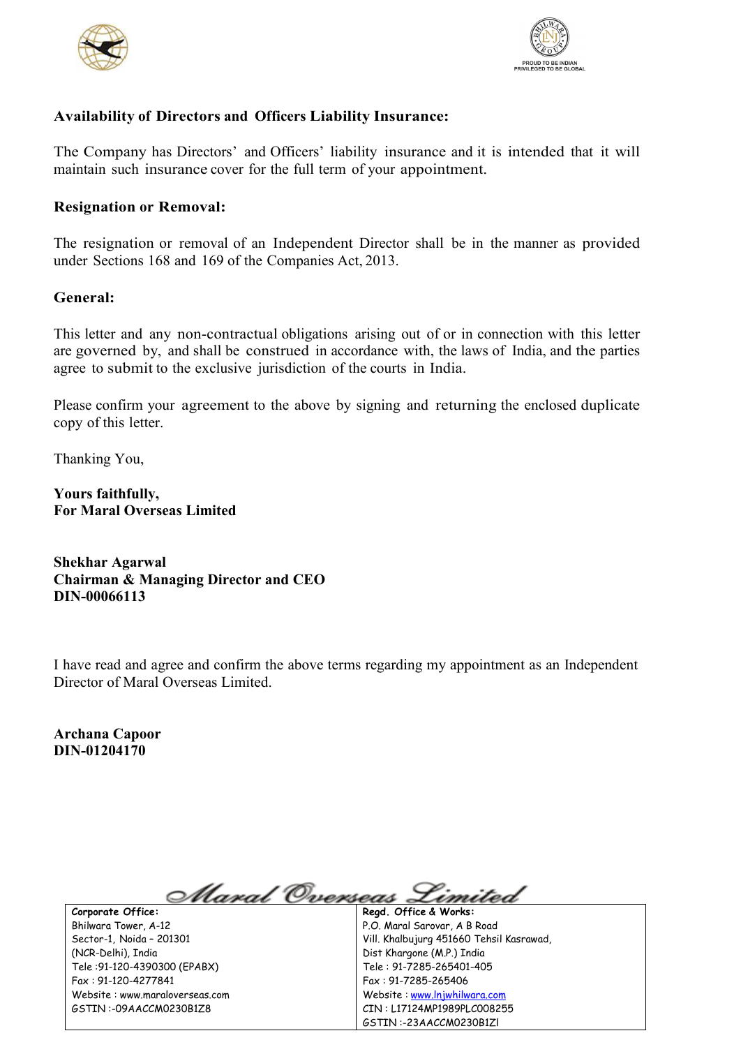**Availability of Directors and Officers Liability Insurance:**

The Company has Directors' and Officers' liability insurance and it is intended that it will maintain such insurance cover for the full term of your appointment.

**Resignation or Removal:**

The resignation or removal of an Independent Director shall be in the manner as provided under Sections 168 and 169 of the Companies Act, 2013.

**General:**

This letter and any non-contractual obligations arising out of or in connection with this letter are governed by, and shall be construed in accordance with, the laws of India, and the parties agree to submit to the exclusive jurisdiction of the courts in India.

Please confirm your agreement to the above by signing and returning the enclosed duplicate copy of this letter.

Thanking You,

**Yours faithfully,**
**For Maral Overseas Limited**

**Shekhar Agarwal**
**Chairman & Managing Director and CEO**
**DIN-00066113**

I have read and agree and confirm the above terms regarding my appointment as an Independent Director of Maral Overseas Limited.

**Archana Capoor**
**DIN-01204170**

Maral Overseas Limited

| Corporate Office: | Regd. Office & Works: |
|---|---|
| Bhilwara Tower, A-12 | P.O. Maral Sarovar, A B Road |
| Sector-1, Noida – 201301 | Vill. Khalbujurg 451660 Tehsil Kasrawad, |
| (NCR-Delhi), India | Dist Khargone (M.P.) India |
| Tele :91-120-4390300 (EPABX) | Tele : 91-7285-265401-405 |
| Fax : 91-120-4277841 | Fax : 91-7285-265406 |
| Website : www.maraloverseas.com | Website : www.lnjwhilwara.com |
| GSTIN :-09AACCM0230B1Z8 | CIN : L17124MP1989PLC008255 |
| | GSTIN :-23AACCM0230B1ZI |